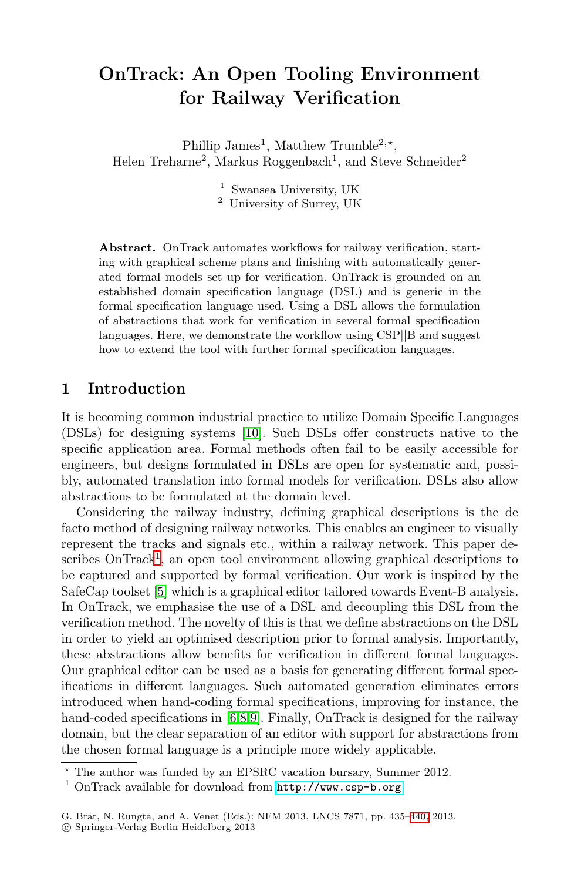# OnTrack: An Open Tooling Environment for Railway Verification

Phillip James[1], Matthew Trumble[2,⋆], Helen Treharne[2], Markus Roggenbach[1], and Steve Schneider[2]

[1] Swansea University, UK
[2] University of Surrey, UK

**Abstract.** OnTrack automates workflows for railway verification, starting with graphical scheme plans and finishing with automatically generated formal models set up for verification. OnTrack is grounded on an established domain specification language (DSL) and is generic in the formal specification language used. Using a DSL allows the formulation of abstractions that work for verification in several formal specification languages. Here, we demonstrate the workflow using CSP||B and suggest how to extend the tool with further formal specification languages.

## 1 Introduction

It is becoming common industrial practice to utilize Domain Specific Languages (DSLs) for designing systems [10]. Such DSLs offer constructs native to the specific application area. Formal methods often fail to be easily accessible for engineers, but designs formulated in DSLs are open for systematic and, possibly, automated translation into formal models for verification. DSLs also allow abstractions to be formulated at the domain level.

Considering the railway industry, defining graphical descriptions is the de facto method of designing railway networks. This enables an engineer to visually represent the tracks and signals etc., within a railway network. This paper describes OnTrack[1], an open tool environment allowing graphical descriptions to be captured and supported by formal verification. Our work is inspired by the SafeCap toolset [5] which is a graphical editor tailored towards Event-B analysis. In OnTrack, we emphasise the use of a DSL and decoupling this DSL from the verification method. The novelty of this is that we define abstractions on the DSL in order to yield an optimised description prior to formal analysis. Importantly, these abstractions allow benefits for verification in different formal languages. Our graphical editor can be used as a basis for generating different formal specifications in different languages. Such automated generation eliminates errors introduced when hand-coding formal specifications, improving for instance, the hand-coded specifications in [6,8,9]. Finally, OnTrack is designed for the railway domain, but the clear separation of an editor with support for abstractions from the chosen formal language is a principle more widely applicable.

⋆ The author was funded by an EPSRC vacation bursary, Summer 2012.

[1] OnTrack available for download from http://www.csp-b.org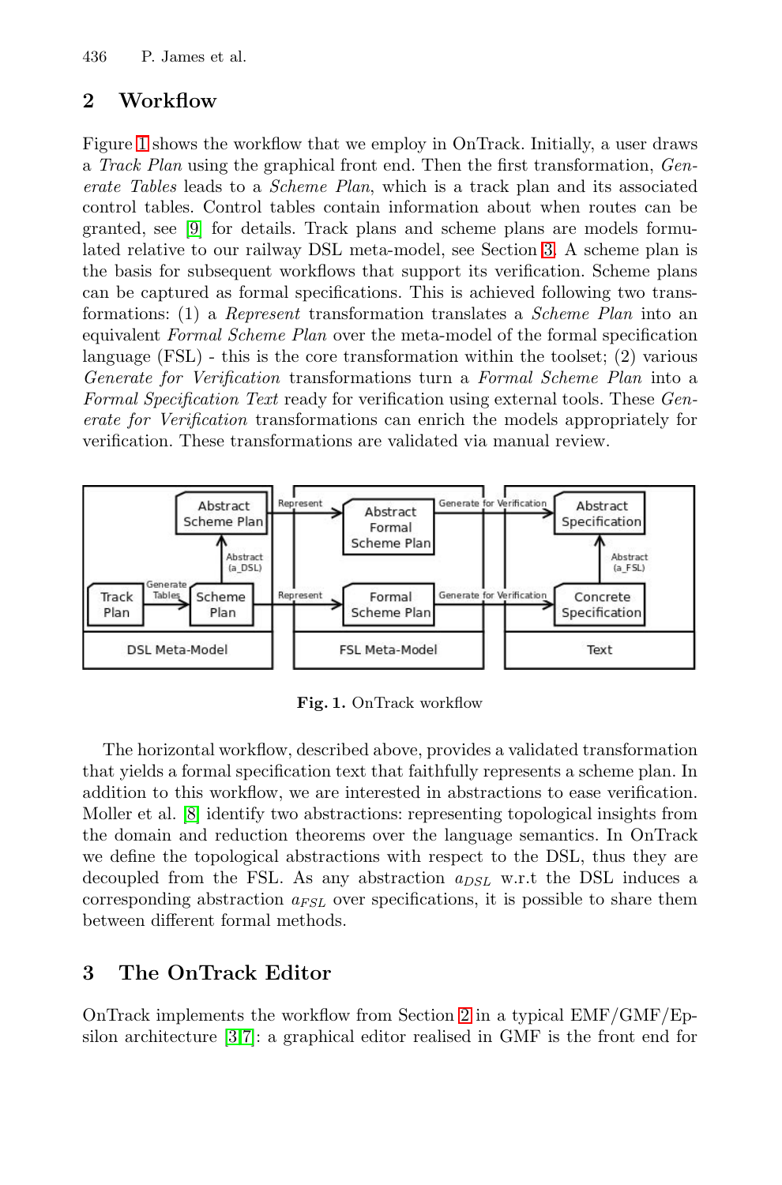## 2 Workflow

Figure 1 shows the workflow that we employ in OnTrack. Initially, a user draws a *Track Plan* using the graphical front end. Then the first transformation, *Generate Tables* leads to a *Scheme Plan*, which is a track plan and its associated control tables. Control tables contain information about when routes can be granted, see [9] for details. Track plans and scheme plans are models formulated relative to our railway DSL meta-model, see Section 3. A scheme plan is the basis for subsequent workflows that support its verification. Scheme plans can be captured as formal specifications. This is achieved following two transformations: (1) a *Represent* transformation translates a *Scheme Plan* into an equivalent *Formal Scheme Plan* over the meta-model of the formal specification language (FSL) - this is the core transformation within the toolset; (2) various *Generate for Verification* transformations turn a *Formal Scheme Plan* into a *Formal Specification Text* ready for verification using external tools. These *Generate for Verification* transformations can enrich the models appropriately for verification. These transformations are validated via manual review.

**Fig. 1.** OnTrack workflow

The horizontal workflow, described above, provides a validated transformation that yields a formal specification text that faithfully represents a scheme plan. In addition to this workflow, we are interested in abstractions to ease verification. Moller et al. [8] identify two abstractions: representing topological insights from the domain and reduction theorems over the language semantics. In OnTrack we define the topological abstractions with respect to the DSL, thus they are decoupled from the FSL. As any abstraction $a_{DSL}$ w.r.t the DSL induces a corresponding abstraction $a_{FSL}$ over specifications, it is possible to share them between different formal methods.

## 3 The OnTrack Editor

OnTrack implements the workflow from Section 2 in a typical EMF/GMF/Epsilon architecture [3,7]: a graphical editor realised in GMF is the front end for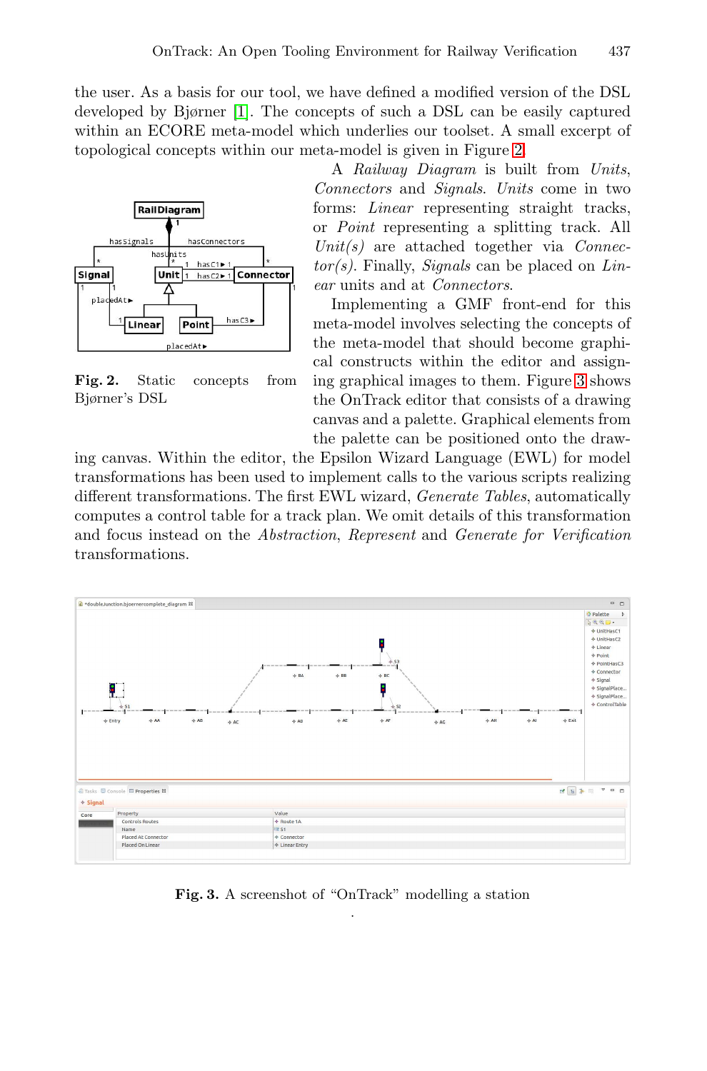the user. As a basis for our tool, we have defined a modified version of the DSL developed by Bjørner [1]. The concepts of such a DSL can be easily captured within an ECORE meta-model which underlies our toolset. A small excerpt of topological concepts within our meta-model is given in Figure 2.

**Fig. 2.** Static concepts from Bjørner's DSL

A *Railway Diagram* is built from *Units*, *Connectors* and *Signals*. *Units* come in two forms: *Linear* representing straight tracks, or *Point* representing a splitting track. All *Unit(s)* are attached together via *Connector(s)*. Finally, *Signals* can be placed on *Linear* units and at *Connectors*.

Implementing a GMF front-end for this meta-model involves selecting the concepts of the meta-model that should become graphical constructs within the editor and assigning graphical images to them. Figure 3 shows the OnTrack editor that consists of a drawing canvas and a palette. Graphical elements from the palette can be positioned onto the drawing canvas. Within the editor, the Epsilon Wizard Language (EWL) for model transformations has been used to implement calls to the various scripts realizing different transformations. The first EWL wizard, *Generate Tables*, automatically computes a control table for a track plan. We omit details of this transformation and focus instead on the *Abstraction*, *Represent* and *Generate for Verification* transformations.

**Fig. 3.** A screenshot of "OnTrack" modelling a station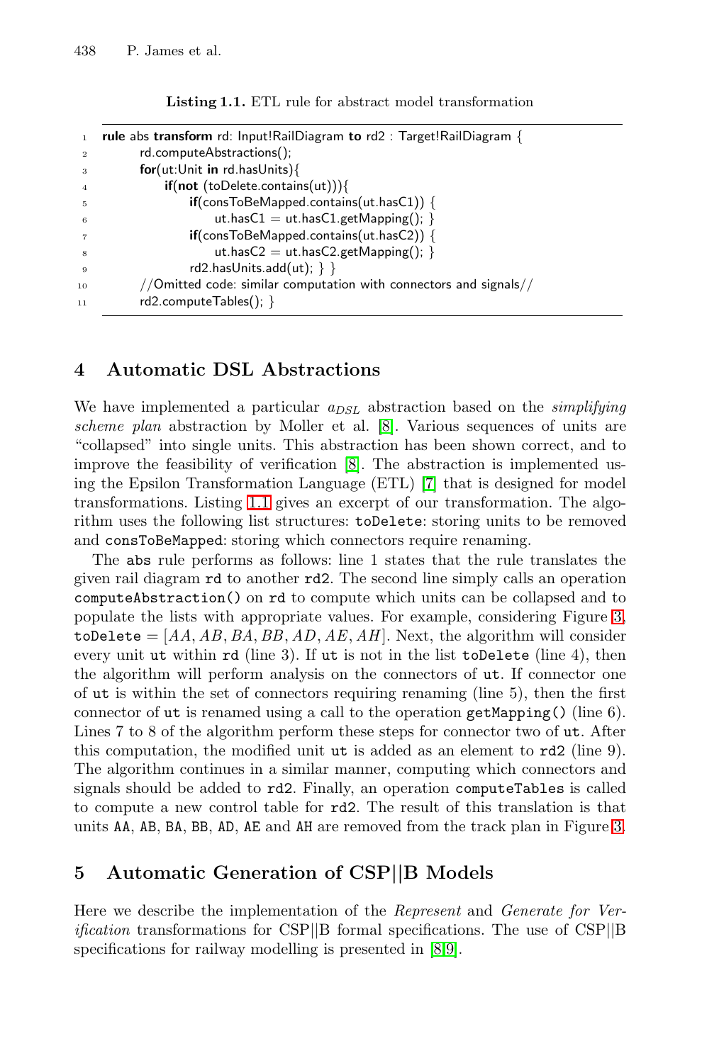**Listing 1.1.** ETL rule for abstract model transformation

```
1  rule abs transform rd: Input!RailDiagram to rd2 : Target!RailDiagram {
2      rd.computeAbstractions();
3      for(ut:Unit in rd.hasUnits){
4          if(not (toDelete.contains(ut))){
5              if(consToBeMapped.contains(ut.hasC1)) {
6                  ut.hasC1 = ut.hasC1.getMapping(); }
7              if(consToBeMapped.contains(ut.hasC2)) {
8                  ut.hasC2 = ut.hasC2.getMapping(); }
9              rd2.hasUnits.add(ut); } }
10     //Omitted code: similar computation with connectors and signals//
11     rd2.computeTables(); }
```

## 4 Automatic DSL Abstractions

We have implemented a particular $a_{DSL}$ abstraction based on the *simplifying scheme plan* abstraction by Moller et al. [8]. Various sequences of units are "collapsed" into single units. This abstraction has been shown correct, and to improve the feasibility of verification [8]. The abstraction is implemented using the Epsilon Transformation Language (ETL) [7] that is designed for model transformations. Listing 1.1 gives an excerpt of our transformation. The algorithm uses the following list structures: `toDelete`: storing units to be removed and `consToBeMapped`: storing which connectors require renaming.

The `abs` rule performs as follows: line 1 states that the rule translates the given rail diagram `rd` to another `rd2`. The second line simply calls an operation `computeAbstraction()` on `rd` to compute which units can be collapsed and to populate the lists with appropriate values. For example, considering Figure 3, `toDelete` $= [AA, AB, BA, BB, AD, AE, AH]$. Next, the algorithm will consider every unit `ut` within `rd` (line 3). If `ut` is not in the list `toDelete` (line 4), then the algorithm will perform analysis on the connectors of `ut`. If connector one of `ut` is within the set of connectors requiring renaming (line 5), then the first connector of `ut` is renamed using a call to the operation `getMapping()` (line 6). Lines 7 to 8 of the algorithm perform these steps for connector two of `ut`. After this computation, the modified unit `ut` is added as an element to `rd2` (line 9). The algorithm continues in a similar manner, computing which connectors and signals should be added to `rd2`. Finally, an operation `computeTables` is called to compute a new control table for `rd2`. The result of this translation is that units `AA`, `AB`, `BA`, `BB`, `AD`, `AE` and `AH` are removed from the track plan in Figure 3.

## 5 Automatic Generation of CSP||B Models

Here we describe the implementation of the *Represent* and *Generate for Verification* transformations for CSP||B formal specifications. The use of CSP||B specifications for railway modelling is presented in [8,9].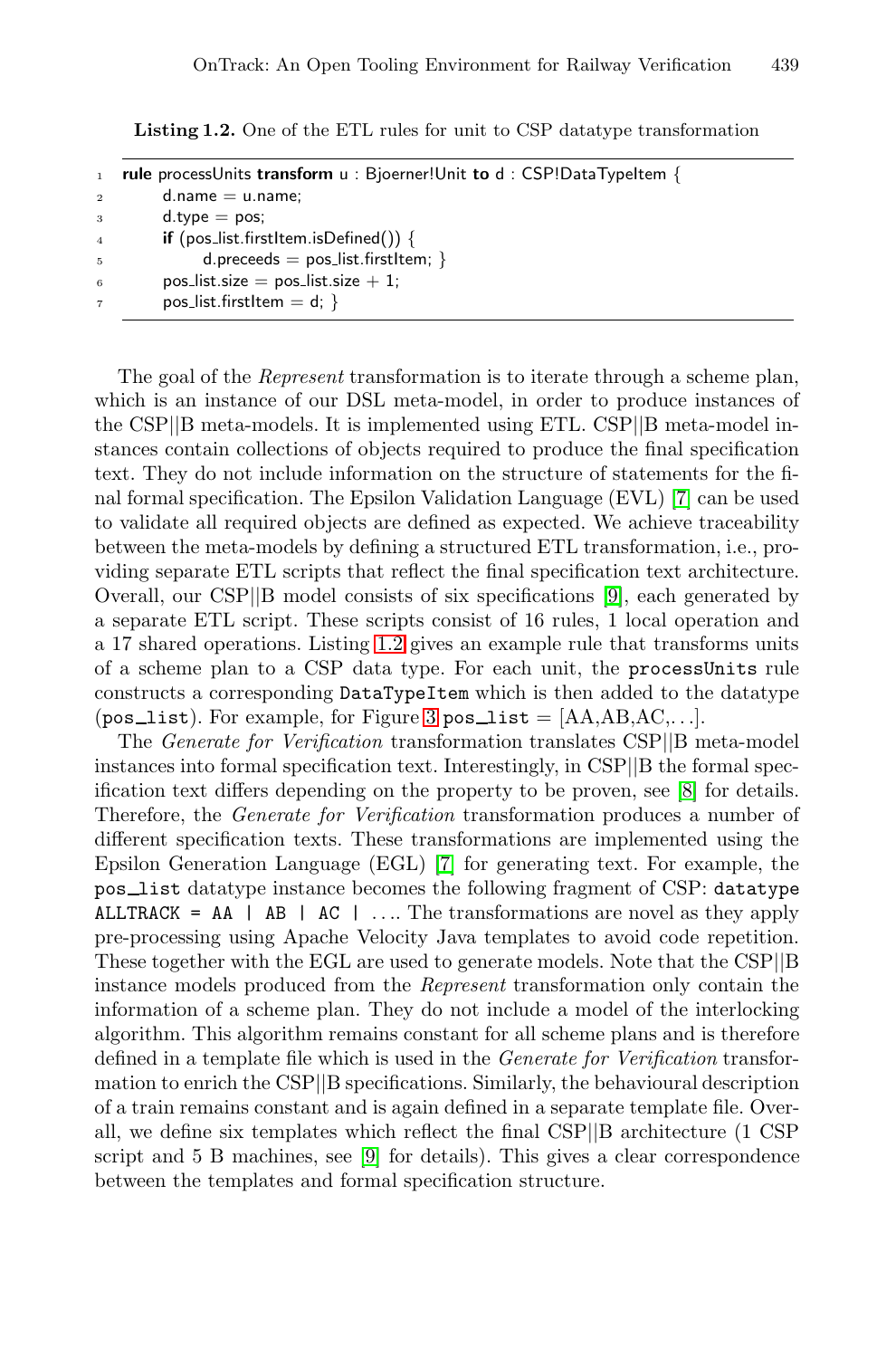**Listing 1.2.** One of the ETL rules for unit to CSP datatype transformation

```
rule processUnits transform u : Bjoerner!Unit to d : CSP!DataTypeItem {
    d.name = u.name;
    d.type = pos;
    if (pos_list.firstItem.isDefined()) {
        d.preceeds = pos_list.firstItem; }
    pos_list.size = pos_list.size + 1;
    pos_list.firstItem = d; }
```

The goal of the *Represent* transformation is to iterate through a scheme plan, which is an instance of our DSL meta-model, in order to produce instances of the CSP||B meta-models. It is implemented using ETL. CSP||B meta-model instances contain collections of objects required to produce the final specification text. They do not include information on the structure of statements for the final formal specification. The Epsilon Validation Language (EVL) [7] can be used to validate all required objects are defined as expected. We achieve traceability between the meta-models by defining a structured ETL transformation, i.e., providing separate ETL scripts that reflect the final specification text architecture. Overall, our CSP||B model consists of six specifications [9], each generated by a separate ETL script. These scripts consist of 16 rules, 1 local operation and a 17 shared operations. Listing 1.2 gives an example rule that transforms units of a scheme plan to a CSP data type. For each unit, the `processUnits` rule constructs a corresponding `DataTypeItem` which is then added to the datatype (`pos_list`). For example, for Figure 3 `pos_list` = [AA,AB,AC,. . .].

The *Generate for Verification* transformation translates CSP||B meta-model instances into formal specification text. Interestingly, in CSP||B the formal specification text differs depending on the property to be proven, see [8] for details. Therefore, the *Generate for Verification* transformation produces a number of different specification texts. These transformations are implemented using the Epsilon Generation Language (EGL) [7] for generating text. For example, the `pos_list` datatype instance becomes the following fragment of CSP: `datatype ALLTRACK = AA | AB | AC |` . . .. The transformations are novel as they apply pre-processing using Apache Velocity Java templates to avoid code repetition. These together with the EGL are used to generate models. Note that the CSP||B instance models produced from the *Represent* transformation only contain the information of a scheme plan. They do not include a model of the interlocking algorithm. This algorithm remains constant for all scheme plans and is therefore defined in a template file which is used in the *Generate for Verification* transformation to enrich the CSP||B specifications. Similarly, the behavioural description of a train remains constant and is again defined in a separate template file. Overall, we define six templates which reflect the final CSP||B architecture (1 CSP script and 5 B machines, see [9] for details). This gives a clear correspondence between the templates and formal specification structure.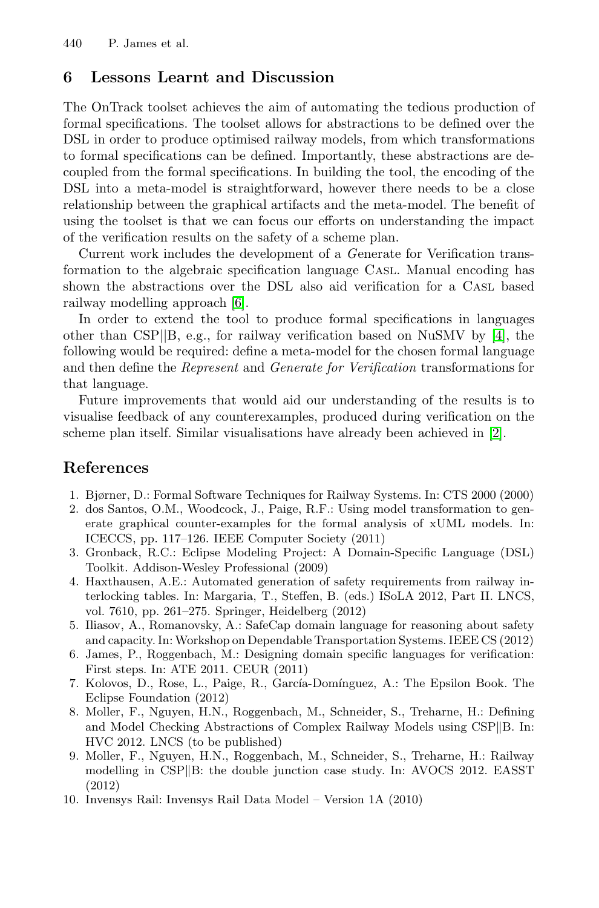## 6 Lessons Learnt and Discussion

The OnTrack toolset achieves the aim of automating the tedious production of formal specifications. The toolset allows for abstractions to be defined over the DSL in order to produce optimised railway models, from which transformations to formal specifications can be defined. Importantly, these abstractions are decoupled from the formal specifications. In building the tool, the encoding of the DSL into a meta-model is straightforward, however there needs to be a close relationship between the graphical artifacts and the meta-model. The benefit of using the toolset is that we can focus our efforts on understanding the impact of the verification results on the safety of a scheme plan.

Current work includes the development of a *G*enerate for Verification transformation to the algebraic specification language CASL. Manual encoding has shown the abstractions over the DSL also aid verification for a CASL based railway modelling approach [6].

In order to extend the tool to produce formal specifications in languages other than CSP||B, e.g., for railway verification based on NuSMV by [4], the following would be required: define a meta-model for the chosen formal language and then define the *Represent* and *Generate for Verification* transformations for that language.

Future improvements that would aid our understanding of the results is to visualise feedback of any counterexamples, produced during verification on the scheme plan itself. Similar visualisations have already been achieved in [2].

## References

1. Bjørner, D.: Formal Software Techniques for Railway Systems. In: CTS 2000 (2000)
2. dos Santos, O.M., Woodcock, J., Paige, R.F.: Using model transformation to generate graphical counter-examples for the formal analysis of xUML models. In: ICECCS, pp. 117–126. IEEE Computer Society (2011)
3. Gronback, R.C.: Eclipse Modeling Project: A Domain-Specific Language (DSL) Toolkit. Addison-Wesley Professional (2009)
4. Haxthausen, A.E.: Automated generation of safety requirements from railway interlocking tables. In: Margaria, T., Steffen, B. (eds.) ISoLA 2012, Part II. LNCS, vol. 7610, pp. 261–275. Springer, Heidelberg (2012)
5. Iliasov, A., Romanovsky, A.: SafeCap domain language for reasoning about safety and capacity. In: Workshop on Dependable Transportation Systems. IEEE CS (2012)
6. James, P., Roggenbach, M.: Designing domain specific languages for verification: First steps. In: ATE 2011. CEUR (2011)
7. Kolovos, D., Rose, L., Paige, R., García-Domínguez, A.: The Epsilon Book. The Eclipse Foundation (2012)
8. Moller, F., Nguyen, H.N., Roggenbach, M., Schneider, S., Treharne, H.: Defining and Model Checking Abstractions of Complex Railway Models using CSP‖B. In: HVC 2012. LNCS (to be published)
9. Moller, F., Nguyen, H.N., Roggenbach, M., Schneider, S., Treharne, H.: Railway modelling in CSP‖B: the double junction case study. In: AVOCS 2012. EASST (2012)
10. Invensys Rail: Invensys Rail Data Model – Version 1A (2010)